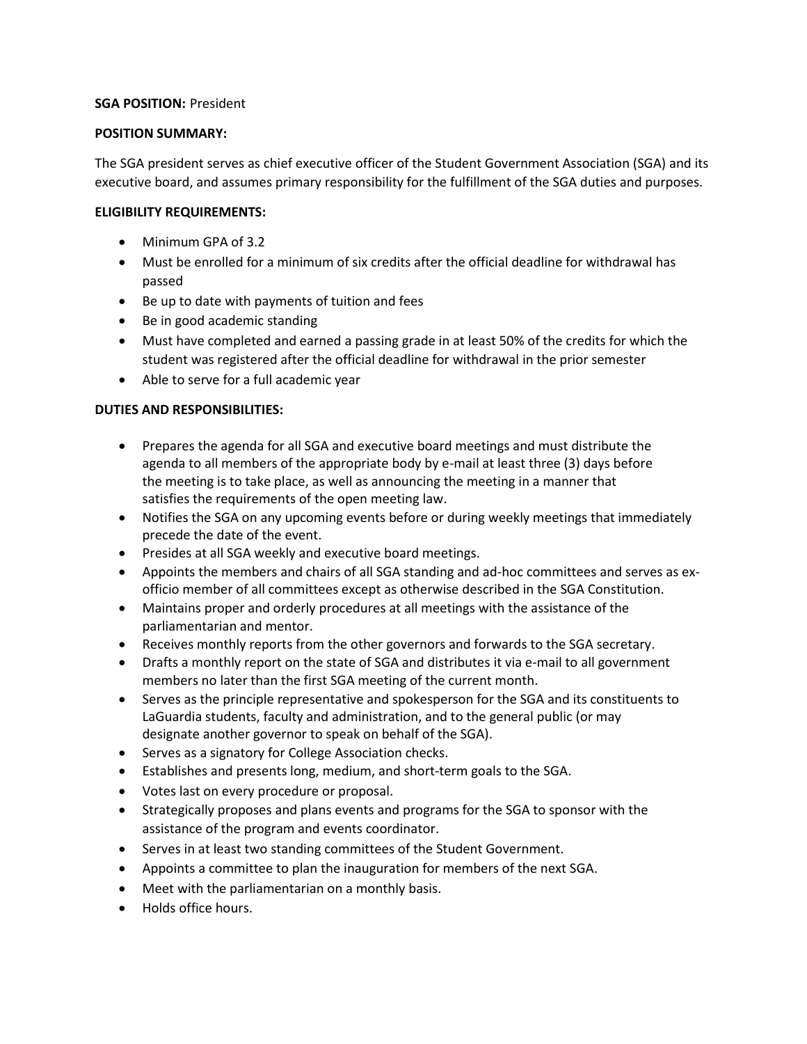**SGA POSITION:** President

**POSITION SUMMARY:**

The SGA president serves as chief executive officer of the Student Government Association (SGA) and its executive board, and assumes primary responsibility for the fulfillment of the SGA duties and purposes.

**ELIGIBILITY REQUIREMENTS:**

- Minimum GPA of 3.2
- Must be enrolled for a minimum of six credits after the official deadline for withdrawal has passed
- Be up to date with payments of tuition and fees
- Be in good academic standing
- Must have completed and earned a passing grade in at least 50% of the credits for which the student was registered after the official deadline for withdrawal in the prior semester
- Able to serve for a full academic year

**DUTIES AND RESPONSIBILITIES:**

- Prepares the agenda for all SGA and executive board meetings and must distribute the agenda to all members of the appropriate body by e-mail at least three (3) days before the meeting is to take place, as well as announcing the meeting in a manner that satisfies the requirements of the open meeting law.
- Notifies the SGA on any upcoming events before or during weekly meetings that immediately precede the date of the event.
- Presides at all SGA weekly and executive board meetings.
- Appoints the members and chairs of all SGA standing and ad-hoc committees and serves as ex-officio member of all committees except as otherwise described in the SGA Constitution.
- Maintains proper and orderly procedures at all meetings with the assistance of the parliamentarian and mentor.
- Receives monthly reports from the other governors and forwards to the SGA secretary.
- Drafts a monthly report on the state of SGA and distributes it via e-mail to all government members no later than the first SGA meeting of the current month.
- Serves as the principle representative and spokesperson for the SGA and its constituents to LaGuardia students, faculty and administration, and to the general public (or may designate another governor to speak on behalf of the SGA).
- Serves as a signatory for College Association checks.
- Establishes and presents long, medium, and short-term goals to the SGA.
- Votes last on every procedure or proposal.
- Strategically proposes and plans events and programs for the SGA to sponsor with the assistance of the program and events coordinator.
- Serves in at least two standing committees of the Student Government.
- Appoints a committee to plan the inauguration for members of the next SGA.
- Meet with the parliamentarian on a monthly basis.
- Holds office hours.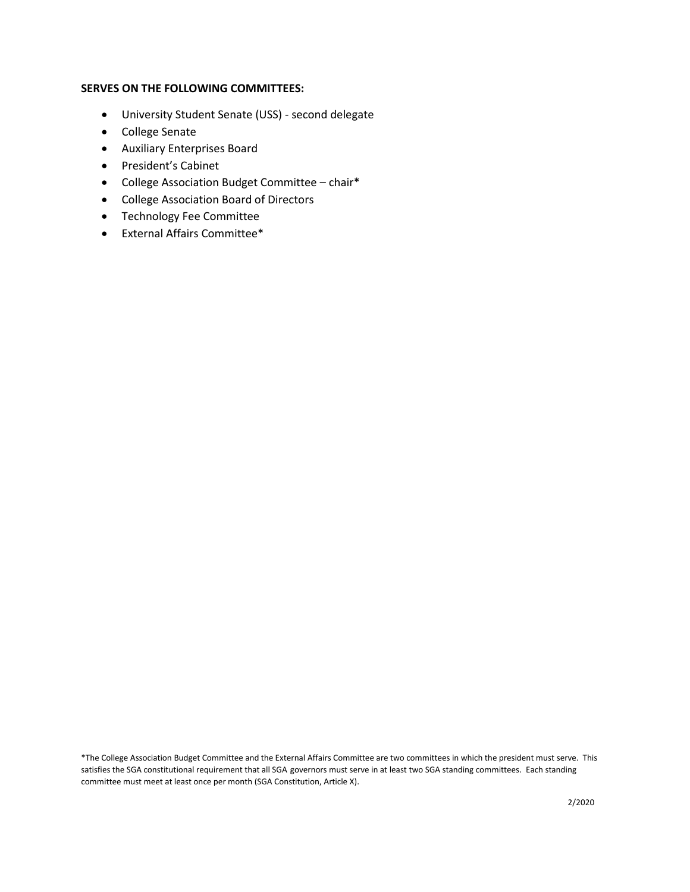**SERVES ON THE FOLLOWING COMMITTEES:**

- University Student Senate (USS) - second delegate
- College Senate
- Auxiliary Enterprises Board
- President's Cabinet
- College Association Budget Committee – chair*
- College Association Board of Directors
- Technology Fee Committee
- External Affairs Committee*

*The College Association Budget Committee and the External Affairs Committee are two committees in which the president must serve. This satisfies the SGA constitutional requirement that all SGA governors must serve in at least two SGA standing committees. Each standing committee must meet at least once per month (SGA Constitution, Article X).

2/2020